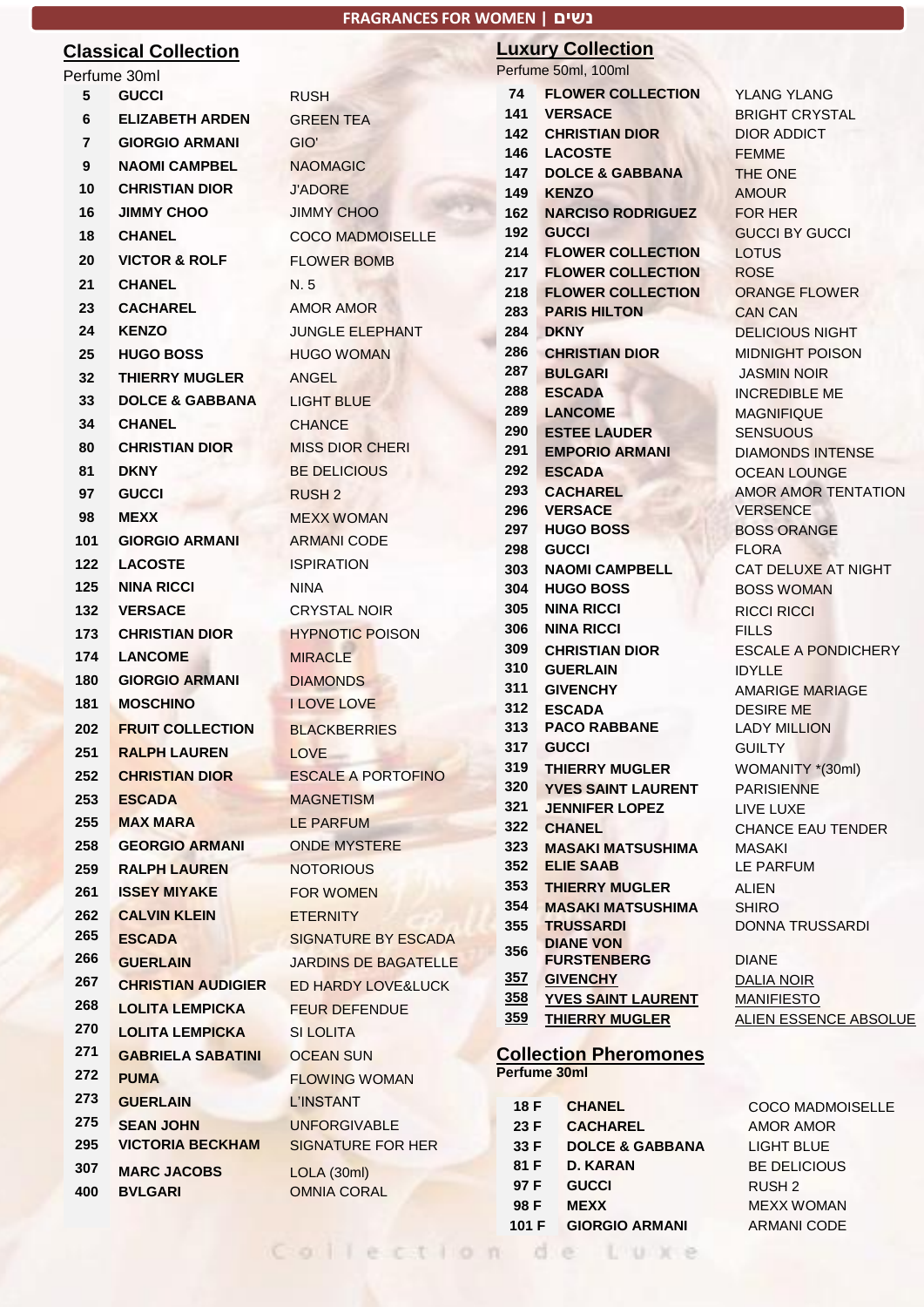# FRAGRANCES FOR WOMEN | נשים

## Classical Collection

Perfume 30ml

| | | |
|---|---|---|
| 5 | GUCCI | RUSH |
| 6 | ELIZABETH ARDEN | GREEN TEA |
| 7 | GIORGIO ARMANI | GIO' |
| 9 | NAOMI CAMPBEL | NAOMAGIC |
| 10 | CHRISTIAN DIOR | J'ADORE |
| 16 | JIMMY CHOO | JIMMY CHOO |
| 18 | CHANEL | COCO MADMOISELLE |
| 20 | VICTOR & ROLF | FLOWER BOMB |
| 21 | CHANEL | N. 5 |
| 23 | CACHAREL | AMOR AMOR |
| 24 | KENZO | JUNGLE ELEPHANT |
| 25 | HUGO BOSS | HUGO WOMAN |
| 32 | THIERRY MUGLER | ANGEL |
| 33 | DOLCE & GABBANA | LIGHT BLUE |
| 34 | CHANEL | CHANCE |
| 80 | CHRISTIAN DIOR | MISS DIOR CHERI |
| 81 | DKNY | BE DELICIOUS |
| 97 | GUCCI | RUSH 2 |
| 98 | MEXX | MEXX WOMAN |
| 101 | GIORGIO ARMANI | ARMANI CODE |
| 122 | LACOSTE | ISPIRATION |
| 125 | NINA RICCI | NINA |
| 132 | VERSACE | CRYSTAL NOIR |
| 173 | CHRISTIAN DIOR | HYPNOTIC POISON |
| 174 | LANCOME | MIRACLE |
| 180 | GIORGIO ARMANI | DIAMONDS |
| 181 | MOSCHINO | I LOVE LOVE |
| 202 | FRUIT COLLECTION | BLACKBERRIES |
| 251 | RALPH LAUREN | LOVE |
| 252 | CHRISTIAN DIOR | ESCALE A PORTOFINO |
| 253 | ESCADA | MAGNETISM |
| 255 | MAX MARA | LE PARFUM |
| 258 | GEORGIO ARMANI | ONDE MYSTERE |
| 259 | RALPH LAUREN | NOTORIOUS |
| 261 | ISSEY MIYAKE | FOR WOMEN |
| 262 | CALVIN KLEIN | ETERNITY |
| 265 | ESCADA | SIGNATURE BY ESCADA |
| 266 | GUERLAIN | JARDINS DE BAGATELLE |
| 267 | CHRISTIAN AUDIGIER | ED HARDY LOVE&LUCK |
| 268 | LOLITA LEMPICKA | FEUR DEFENDUE |
| 270 | LOLITA LEMPICKA | SI LOLITA |
| 271 | GABRIELA SABATINI | OCEAN SUN |
| 272 | PUMA | FLOWING WOMAN |
| 273 | GUERLAIN | L'INSTANT |
| 275 | SEAN JOHN | UNFORGIVABLE |
| 295 | VICTORIA BECKHAM | SIGNATURE FOR HER |
| 307 | MARC JACOBS | LOLA (30ml) |
| 400 | BVLGARI | OMNIA CORAL |

## Luxury Collection

Perfume 50ml, 100ml

| | | |
|---|---|---|
| 74 | FLOWER COLLECTION | YLANG YLANG |
| 141 | VERSACE | BRIGHT CRYSTAL |
| 142 | CHRISTIAN DIOR | DIOR ADDICT |
| 146 | LACOSTE | FEMME |
| 147 | DOLCE & GABBANA | THE ONE |
| 149 | KENZO | AMOUR |
| 162 | NARCISO RODRIGUEZ | FOR HER |
| 192 | GUCCI | GUCCI BY GUCCI |
| 214 | FLOWER COLLECTION | LOTUS |
| 217 | FLOWER COLLECTION | ROSE |
| 218 | FLOWER COLLECTION | ORANGE FLOWER |
| 283 | PARIS HILTON | CAN CAN |
| 284 | DKNY | DELICIOUS NIGHT |
| 286 | CHRISTIAN DIOR | MIDNIGHT POISON |
| 287 | BULGARI | JASMIN NOIR |
| 288 | ESCADA | INCREDIBLE ME |
| 289 | LANCOME | MAGNIFIQUE |
| 290 | ESTEE LAUDER | SENSUOUS |
| 291 | EMPORIO ARMANI | DIAMONDS INTENSE |
| 292 | ESCADA | OCEAN LOUNGE |
| 293 | CACHAREL | AMOR AMOR TENTATION |
| 296 | VERSACE | VERSENCE |
| 297 | HUGO BOSS | BOSS ORANGE |
| 298 | GUCCI | FLORA |
| 303 | NAOMI CAMPBELL | CAT DELUXE AT NIGHT |
| 304 | HUGO BOSS | BOSS WOMAN |
| 305 | NINA RICCI | RICCI RICCI |
| 306 | NINA RICCI | FILLS |
| 309 | CHRISTIAN DIOR | ESCALE A PONDICHERY |
| 310 | GUERLAIN | IDYLLE |
| 311 | GIVENCHY | AMARIGE MARIAGE |
| 312 | ESCADA | DESIRE ME |
| 313 | PACO RABBANE | LADY MILLION |
| 317 | GUCCI | GUILTY |
| 319 | THIERRY MUGLER | WOMANITY *(30ml) |
| 320 | YVES SAINT LAURENT | PARISIENNE |
| 321 | JENNIFER LOPEZ | LIVE LUXE |
| 322 | CHANEL | CHANCE EAU TENDER |
| 323 | MASAKI MATSUSHIMA | MASAKI |
| 352 | ELIE SAAB | LE PARFUM |
| 353 | THIERRY MUGLER | ALIEN |
| 354 | MASAKI MATSUSHIMA | SHIRO |
| 355 | TRUSSARDI | DONNA TRUSSARDI |
| 356 | DIANE VON FURSTENBERG | DIANE |
| 357 | GIVENCHY | DALIA NOIR |
| 358 | YVES SAINT LAURENT | MANIFIESTO |
| 359 | THIERRY MUGLER | ALIEN ESSENCE ABSOLUE |

## Collection Pheromones

**Perfume 30ml**

| | | |
|---|---|---|
| 18 F | CHANEL | COCO MADMOISELLE |
| 23 F | CACHAREL | AMOR AMOR |
| 33 F | DOLCE & GABBANA | LIGHT BLUE |
| 81 F | D. KARAN | BE DELICIOUS |
| 97 F | GUCCI | RUSH 2 |
| 98 F | MEXX | MEXX WOMAN |
| 101 F | GIORGIO ARMANI | ARMANI CODE |

Collection de Luxe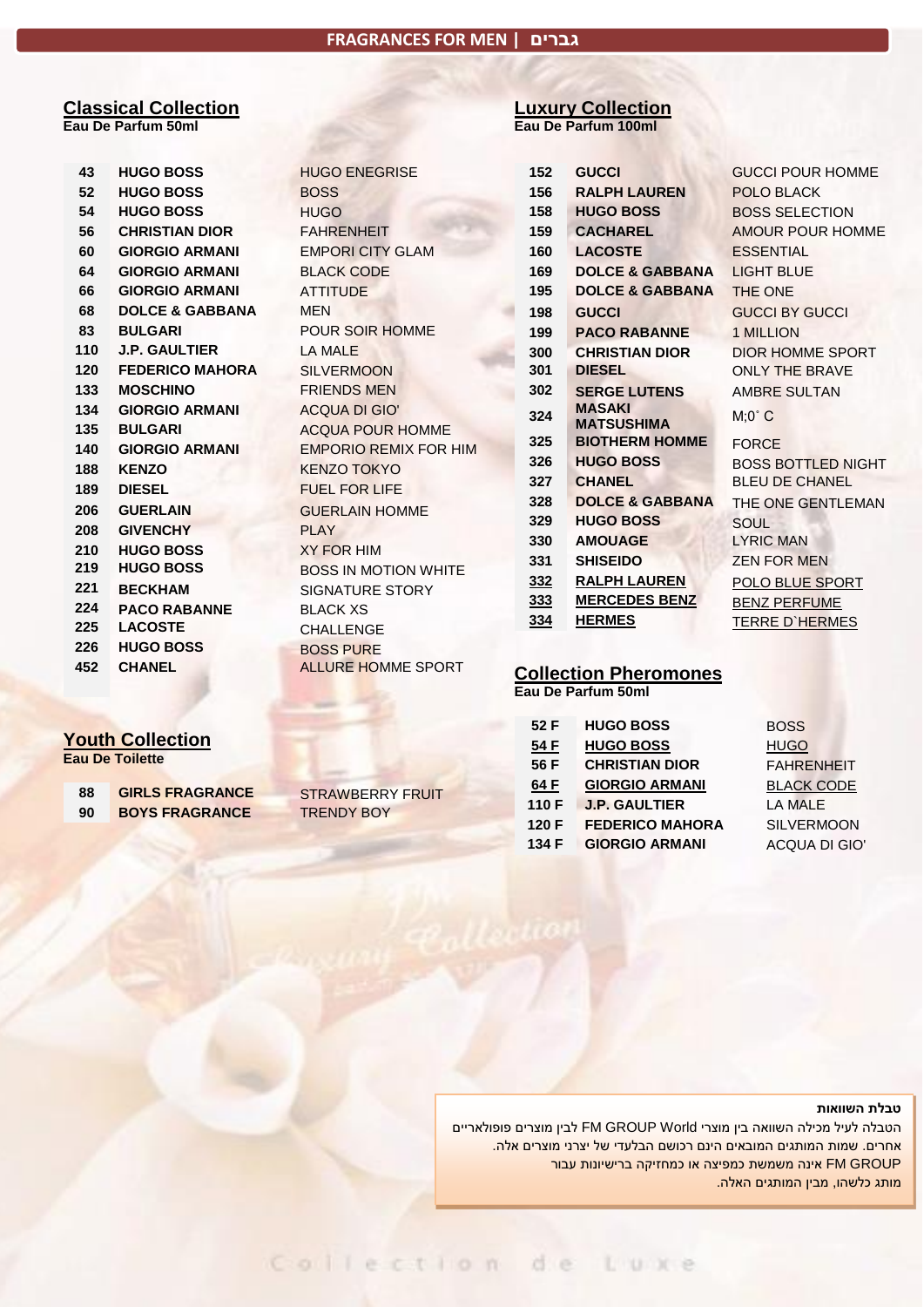## FRAGRANCES FOR MEN | גברים

### Classical Collection
**Eau De Parfum 50ml**

| | | |
|---|---|---|
| 43 | **HUGO BOSS** | HUGO ENEGRISE |
| 52 | **HUGO BOSS** | BOSS |
| 54 | **HUGO BOSS** | HUGO |
| 56 | **CHRISTIAN DIOR** | FAHRENHEIT |
| 60 | **GIORGIO ARMANI** | EMPORI CITY GLAM |
| 64 | **GIORGIO ARMANI** | BLACK CODE |
| 66 | **GIORGIO ARMANI** | ATTITUDE |
| 68 | **DOLCE & GABBANA** | MEN |
| 83 | **BULGARI** | POUR SOIR HOMME |
| 110 | **J.P. GAULTIER** | LA MALE |
| 120 | **FEDERICO MAHORA** | SILVERMOON |
| 133 | **MOSCHINO** | FRIENDS MEN |
| 134 | **GIORGIO ARMANI** | ACQUA DI GIO' |
| 135 | **BULGARI** | ACQUA POUR HOMME |
| 140 | **GIORGIO ARMANI** | EMPORIO REMIX FOR HIM |
| 188 | **KENZO** | KENZO TOKYO |
| 189 | **DIESEL** | FUEL FOR LIFE |
| 206 | **GUERLAIN** | GUERLAIN HOMME |
| 208 | **GIVENCHY** | PLAY |
| 210 | **HUGO BOSS** | XY FOR HIM |
| 219 | **HUGO BOSS** | BOSS IN MOTION WHITE |
| 221 | **BECKHAM** | SIGNATURE STORY |
| 224 | **PACO RABANNE** | BLACK XS |
| 225 | **LACOSTE** | CHALLENGE |
| 226 | **HUGO BOSS** | BOSS PURE |
| 452 | **CHANEL** | ALLURE HOMME SPORT |

### Youth Collection
**Eau De Toilette**

| | | |
|---|---|---|
| 88 | **GIRLS FRAGRANCE** | STRAWBERRY FRUIT |
| 90 | **BOYS FRAGRANCE** | TRENDY BOY |

### Luxury Collection
**Eau De Parfum 100ml**

| | | |
|---|---|---|
| 152 | **GUCCI** | GUCCI POUR HOMME |
| 156 | **RALPH LAUREN** | POLO BLACK |
| 158 | **HUGO BOSS** | BOSS SELECTION |
| 159 | **CACHAREL** | AMOUR POUR HOMME |
| 160 | **LACOSTE** | ESSENTIAL |
| 169 | **DOLCE & GABBANA** | LIGHT BLUE |
| 195 | **DOLCE & GABBANA** | THE ONE |
| 198 | **GUCCI** | GUCCI BY GUCCI |
| 199 | **PACO RABANNE** | 1 MILLION |
| 300 | **CHRISTIAN DIOR** | DIOR HOMME SPORT |
| 301 | **DIESEL** | ONLY THE BRAVE |
| 302 | **SERGE LUTENS** | AMBRE SULTAN |
| 324 | **MASAKI MATSUSHIMA** | M;0˚ C |
| 325 | **BIOTHERM HOMME** | FORCE |
| 326 | **HUGO BOSS** | BOSS BOTTLED NIGHT |
| 327 | **CHANEL** | BLEU DE CHANEL |
| 328 | **DOLCE & GABBANA** | THE ONE GENTLEMAN |
| 329 | **HUGO BOSS** | SOUL |
| 330 | **AMOUAGE** | LYRIC MAN |
| 331 | **SHISEIDO** | ZEN FOR MEN |
| 332 | **RALPH LAUREN** | POLO BLUE SPORT |
| 333 | **MERCEDES BENZ** | BENZ PERFUME |
| 334 | **HERMES** | TERRE D`HERMES |

### Collection Pheromones
**Eau De Parfum 50ml**

| | | |
|---|---|---|
| 52 F | **HUGO BOSS** | BOSS |
| 54 F | **HUGO BOSS** | HUGO |
| 56 F | **CHRISTIAN DIOR** | FAHRENHEIT |
| 64 F | **GIORGIO ARMANI** | BLACK CODE |
| 110 F | **J.P. GAULTIER** | LA MALE |
| 120 F | **FEDERICO MAHORA** | SILVERMOON |
| 134 F | **GIORGIO ARMANI** | ACQUA DI GIO' |

**טבלת השוואות**

הטבלה לעיל מכילה השוואה בין מוצרי FM GROUP World לבין מוצרים פופולאריים אחרים. שמות המותגים המובאים הינם רכושם הבלעדי של יצרני מוצרים אלה. FM GROUP אינה משמשת כמפיצה או כמחזיקה ברישיונות עבור מותג כלשהו, מבין המותגים האלה.